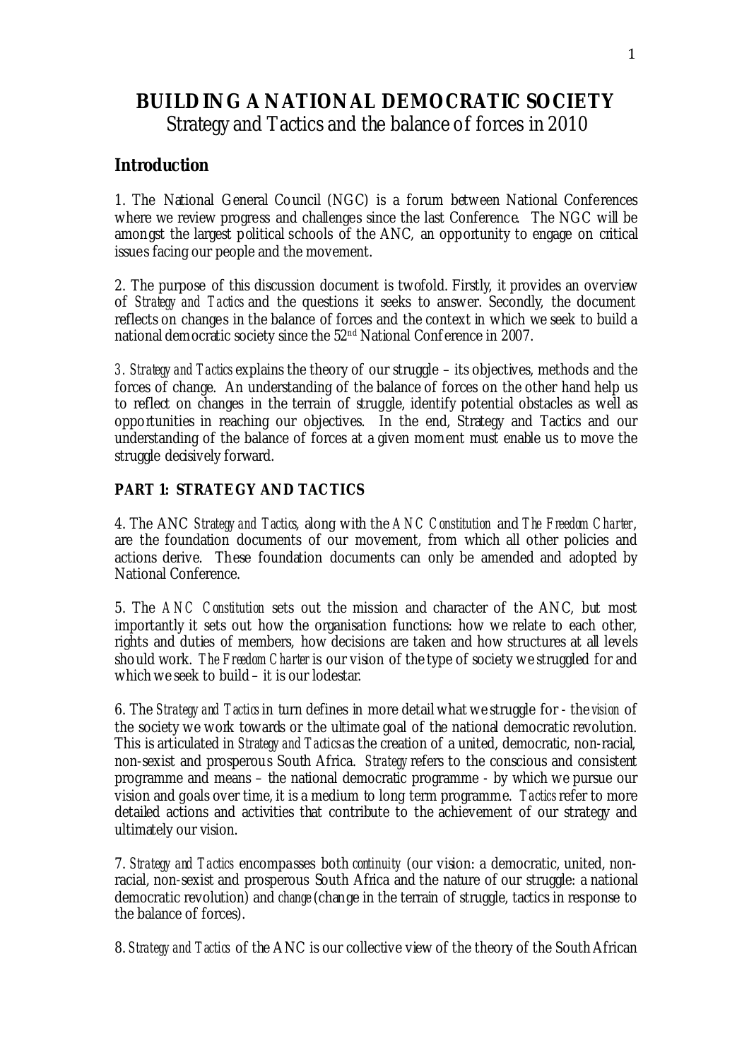# BUILDING A NATIONAL DEMOCRATIC SOCIETY

Strategy and Tactics and the balance of forces in 2010

## Introduction

1. The National General Council (NGC) is a forum between National Conferences where we review progress and challenges since the last Conference. The NGC will be amongst the largest political schools of the ANC, an opportunity to engage on critical issues facing our people and the movement.

2. The purpose of this discussion document is twofold. Firstly, it provides an overview of *Strategy and Tactics* and the questions it seeks to answer. Secondly, the document reflects on changes in the balance of forces and the context in which we seek to build a national democratic society since the 52nd National Conference in 2007.

*3. Strategy and Tactics* explains the theory of our struggle – its objectives, methods and the forces of change. An understanding of the balance of forces on the other hand help us to reflect on changes in the terrain of struggle, identify potential obstacles as well as opportunities in reaching our objectives. In the end, Strategy and Tactics and our understanding of the balance of forces at a given moment must enable us to move the struggle decisively forward.

### PART 1: STRATEGY AND TACTICS

4. The ANC *Strategy and Tactics*, along with the *ANC Constitution* and *The Freedom Charter*, are the foundation documents of our movement, from which all other policies and actions derive. These foundation documents can only be amended and adopted by National Conference.

5. The *ANC Constitution* sets out the mission and character of the ANC, but most importantly it sets out how the organisation functions: how we relate to each other, rights and duties of members, how decisions are taken and how structures at all levels should work. *The Freedom Charter* is our vision of the type of society we struggled for and which we seek to build – it is our lodestar.

6. The *Strategy and Tactics* in turn defines in more detail what we struggle for - the *vision* of the society we work towards or the ultimate goal of the national democratic revolution. This is articulated in *Strategy and Tactics* as the creation of a united, democratic, non-racial, non-sexist and prosperous South Africa. *Strategy* refers to the conscious and consistent programme and means – the national democratic programme - by which we pursue our vision and goals over time, it is a medium to long term programme. *Tactics* refer to more detailed actions and activities that contribute to the achievement of our strategy and ultimately our vision.

7. *Strategy and Tactics* encompasses both *continuity* (our vision: a democratic, united, non-racial, non-sexist and prosperous South Africa and the nature of our struggle: a national democratic revolution) and *change* (change in the terrain of struggle, tactics in response to the balance of forces).

8. *Strategy and Tactics* of the ANC is our collective view of the theory of the South African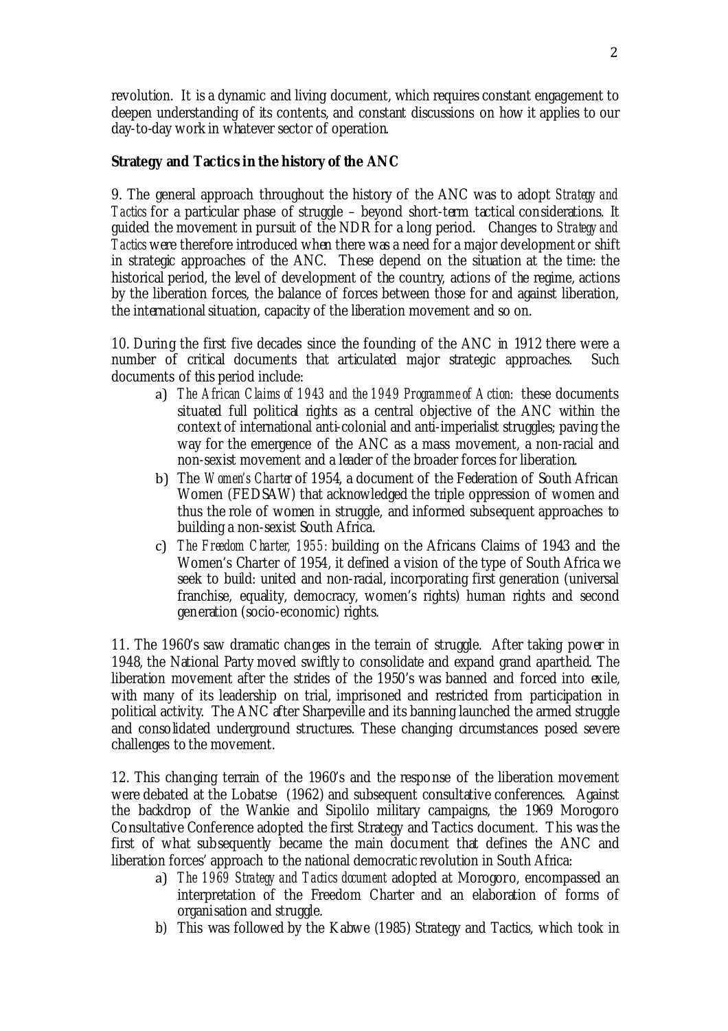revolution. It is a dynamic and living document, which requires constant engagement to deepen understanding of its contents, and constant discussions on how it applies to our day-to-day work in whatever sector of operation.

**Strategy and Tactics in the history of the ANC**

9. The general approach throughout the history of the ANC was to adopt *Strategy and Tactics* for a particular phase of struggle – beyond short-term tactical considerations. It guided the movement in pursuit of the NDR for a long period. Changes to *Strategy and Tactics* were therefore introduced when there was a need for a major development or shift in strategic approaches of the ANC. These depend on the situation at the time: the historical period, the level of development of the country, actions of the regime, actions by the liberation forces, the balance of forces between those for and against liberation, the international situation, capacity of the liberation movement and so on.

10. During the first five decades since the founding of the ANC in 1912 there were a number of critical documents that articulated major strategic approaches. Such documents of this period include:

a) *The African Claims of 1943 and the 1949 Programme of Action:* these documents situated full political rights as a central objective of the ANC within the context of international anti-colonial and anti-imperialist struggles; paving the way for the emergence of the ANC as a mass movement, a non-racial and non-sexist movement and a leader of the broader forces for liberation.

b) The *Women's Charter* of 1954, a document of the Federation of South African Women (FEDSAW) that acknowledged the triple oppression of women and thus the role of women in struggle, and informed subsequent approaches to building a non-sexist South Africa.

c) *The Freedom Charter, 1955:* building on the Africans Claims of 1943 and the Women's Charter of 1954, it defined a vision of the type of South Africa we seek to build: united and non-racial, incorporating first generation (universal franchise, equality, democracy, women's rights) human rights and second generation (socio-economic) rights.

11. The 1960's saw dramatic changes in the terrain of struggle. After taking power in 1948, the National Party moved swiftly to consolidate and expand grand apartheid. The liberation movement after the strides of the 1950's was banned and forced into exile, with many of its leadership on trial, imprisoned and restricted from participation in political activity. The ANC after Sharpeville and its banning launched the armed struggle and consolidated underground structures. These changing circumstances posed severe challenges to the movement.

12. This changing terrain of the 1960's and the response of the liberation movement were debated at the Lobatse (1962) and subsequent consultative conferences. Against the backdrop of the Wankie and Sipolilo military campaigns, the 1969 Morogoro Consultative Conference adopted the first Strategy and Tactics document. This was the first of what subsequently became the main document that defines the ANC and liberation forces' approach to the national democratic revolution in South Africa:

a) *The 1969 Strategy and Tactics document* adopted at Morogoro, encompassed an interpretation of the Freedom Charter and an elaboration of forms of organisation and struggle.

b) This was followed by the Kabwe (1985) Strategy and Tactics, which took in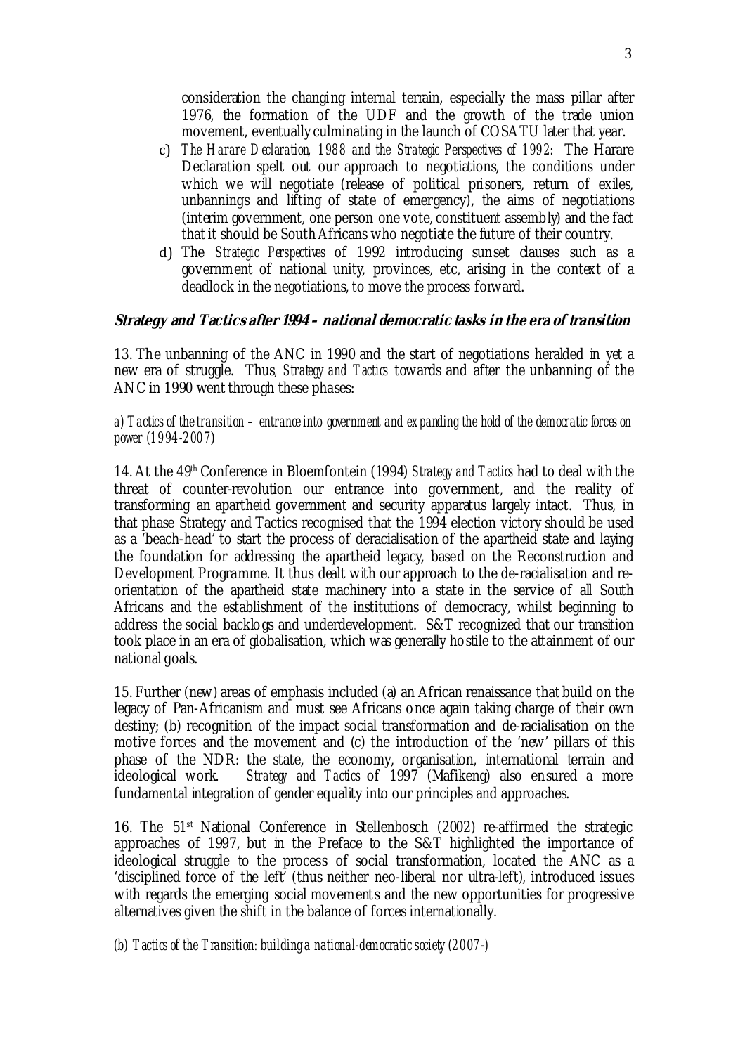consideration the changing internal terrain, especially the mass pillar after 1976, the formation of the UDF and the growth of the trade union movement, eventually culminating in the launch of COSATU later that year.

c) *The Harare Declaration, 1988 and the Strategic Perspectives of 1992*: The Harare Declaration spelt out our approach to negotiations, the conditions under which we will negotiate (release of political prisoners, return of exiles, unbannings and lifting of state of emergency), the aims of negotiations (interim government, one person one vote, constituent assembly) and the fact that it should be South Africans who negotiate the future of their country.

d) The *Strategic Perspectives* of 1992 introducing sunset clauses such as a government of national unity, provinces, etc, arising in the context of a deadlock in the negotiations, to move the process forward.

### *Strategy and Tactics after 1994 – national democratic tasks in the era of transition*

13. The unbanning of the ANC in 1990 and the start of negotiations heralded in yet a new era of struggle. Thus, *Strategy and Tactics* towards and after the unbanning of the ANC in 1990 went through these phases:

*a) Tactics of the transition – entrance into government and expanding the hold of the democratic forces on power (1994-2007)*

14. At the 49th Conference in Bloemfontein (1994) *Strategy and Tactics* had to deal with the threat of counter-revolution our entrance into government, and the reality of transforming an apartheid government and security apparatus largely intact. Thus, in that phase Strategy and Tactics recognised that the 1994 election victory should be used as a 'beach-head' to start the process of deracialisation of the apartheid state and laying the foundation for addressing the apartheid legacy, based on the Reconstruction and Development Programme. It thus dealt with our approach to the de-racialisation and re-orientation of the apartheid state machinery into a state in the service of all South Africans and the establishment of the institutions of democracy, whilst beginning to address the social backlogs and underdevelopment. S&T recognized that our transition took place in an era of globalisation, which was generally hostile to the attainment of our national goals.

15. Further (new) areas of emphasis included (a) an African renaissance that build on the legacy of Pan-Africanism and must see Africans once again taking charge of their own destiny; (b) recognition of the impact social transformation and de-racialisation on the motive forces and the movement and (c) the introduction of the 'new' pillars of this phase of the NDR: the state, the economy, organisation, international terrain and ideological work. *Strategy and Tactics* of 1997 (Mafikeng) also ensured a more fundamental integration of gender equality into our principles and approaches.

16. The 51st National Conference in Stellenbosch (2002) re-affirmed the strategic approaches of 1997, but in the Preface to the S&T highlighted the importance of ideological struggle to the process of social transformation, located the ANC as a 'disciplined force of the left' (thus neither neo-liberal nor ultra-left), introduced issues with regards the emerging social movements and the new opportunities for progressive alternatives given the shift in the balance of forces internationally.

*(b) Tactics of the Transition: building a national-democratic society (2007-)*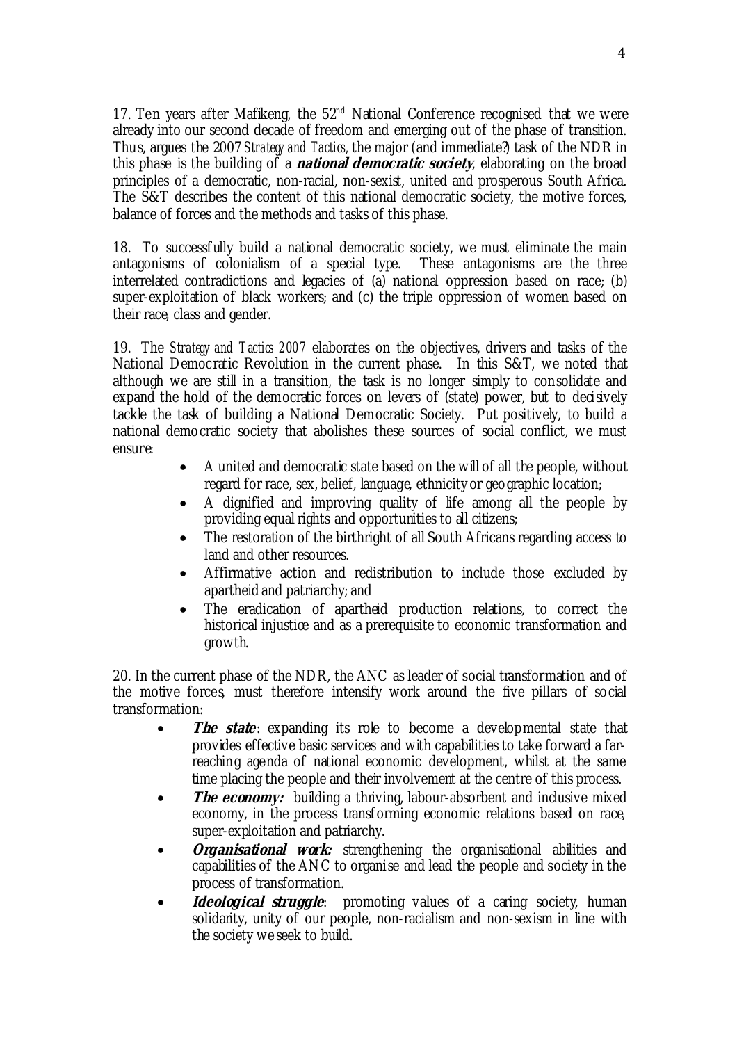17. Ten years after Mafikeng, the 52nd National Conference recognised that we were already into our second decade of freedom and emerging out of the phase of transition. Thus, argues the 2007 *Strategy and Tactics*, the major (and immediate?) task of the NDR in this phase is the building of a ***national democratic society***, elaborating on the broad principles of a democratic, non-racial, non-sexist, united and prosperous South Africa. The S&T describes the content of this national democratic society, the motive forces, balance of forces and the methods and tasks of this phase.

18. To successfully build a national democratic society, we must eliminate the main antagonisms of colonialism of a special type. These antagonisms are the three interrelated contradictions and legacies of (a) national oppression based on race; (b) super-exploitation of black workers; and (c) the triple oppression of women based on their race, class and gender.

19. The *Strategy and Tactics 2007* elaborates on the objectives, drivers and tasks of the National Democratic Revolution in the current phase. In this S&T, we noted that although we are still in a transition, the task is no longer simply to consolidate and expand the hold of the democratic forces on levers of (state) power, but to decisively tackle the task of building a National Democratic Society. Put positively, to build a national democratic society that abolishes these sources of social conflict, we must ensure:

- A united and democratic state based on the will of all the people, without regard for race, sex, belief, language, ethnicity or geographic location;
- A dignified and improving quality of life among all the people by providing equal rights and opportunities to all citizens;
- The restoration of the birthright of all South Africans regarding access to land and other resources.
- Affirmative action and redistribution to include those excluded by apartheid and patriarchy; and
- The eradication of apartheid production relations, to correct the historical injustice and as a prerequisite to economic transformation and growth.

20. In the current phase of the NDR, the ANC as leader of social transformation and of the motive forces, must therefore intensify work around the five pillars of social transformation:

- ***The state***: expanding its role to become a developmental state that provides effective basic services and with capabilities to take forward a far-reaching agenda of national economic development, whilst at the same time placing the people and their involvement at the centre of this process.
- ***The economy:*** building a thriving, labour-absorbent and inclusive mixed economy, in the process transforming economic relations based on race, super-exploitation and patriarchy.
- ***Organisational work:*** strengthening the organisational abilities and capabilities of the ANC to organise and lead the people and society in the process of transformation.
- ***Ideological struggle***: promoting values of a caring society, human solidarity, unity of our people, non-racialism and non-sexism in line with the society we seek to build.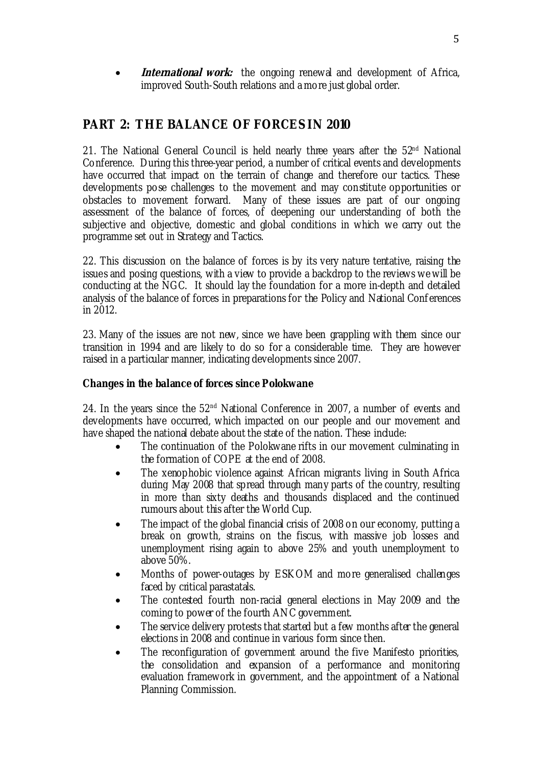- ***International work:*** the ongoing renewal and development of Africa, improved South-South relations and a more just global order.

## PART 2: THE BALANCE OF FORCES IN 2010

21. The National General Council is held nearly three years after the 52nd National Conference. During this three-year period, a number of critical events and developments have occurred that impact on the terrain of change and therefore our tactics. These developments pose challenges to the movement and may constitute opportunities or obstacles to movement forward. Many of these issues are part of our ongoing assessment of the balance of forces, of deepening our understanding of both the subjective and objective, domestic and global conditions in which we carry out the programme set out in Strategy and Tactics.

22. This discussion on the balance of forces is by its very nature tentative, raising the issues and posing questions, with a view to provide a backdrop to the reviews we will be conducting at the NGC. It should lay the foundation for a more in-depth and detailed analysis of the balance of forces in preparations for the Policy and National Conferences in 2012.

23. Many of the issues are not new, since we have been grappling with them since our transition in 1994 and are likely to do so for a considerable time. They are however raised in a particular manner, indicating developments since 2007.

**Changes in the balance of forces since Polokwane**

24. In the years since the 52nd National Conference in 2007, a number of events and developments have occurred, which impacted on our people and our movement and have shaped the national debate about the state of the nation. These include:

- The continuation of the Polokwane rifts in our movement culminating in the formation of COPE at the end of 2008.
- The xenophobic violence against African migrants living in South Africa during May 2008 that spread through many parts of the country, resulting in more than sixty deaths and thousands displaced and the continued rumours about this after the World Cup.
- The impact of the global financial crisis of 2008 on our economy, putting a break on growth, strains on the fiscus, with massive job losses and unemployment rising again to above 25% and youth unemployment to above 50%.
- Months of power-outages by ESKOM and more generalised challenges faced by critical parastatals.
- The contested fourth non-racial general elections in May 2009 and the coming to power of the fourth ANC government.
- The service delivery protests that started but a few months after the general elections in 2008 and continue in various form since then.
- The reconfiguration of government around the five Manifesto priorities, the consolidation and expansion of a performance and monitoring evaluation framework in government, and the appointment of a National Planning Commission.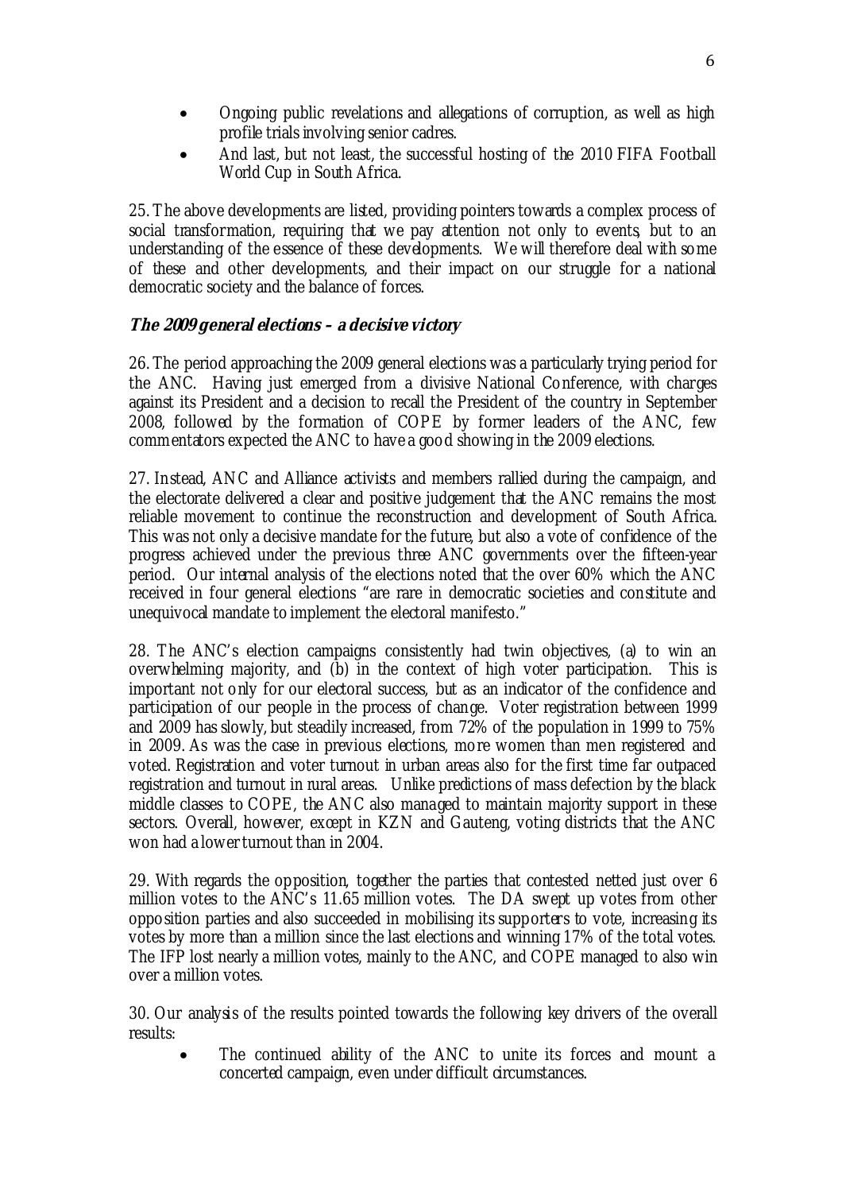- Ongoing public revelations and allegations of corruption, as well as high profile trials involving senior cadres.
- And last, but not least, the successful hosting of the 2010 FIFA Football World Cup in South Africa.

25. The above developments are listed, providing pointers towards a complex process of social transformation, requiring that we pay attention not only to events, but to an understanding of the essence of these developments. We will therefore deal with some of these and other developments, and their impact on our struggle for a national democratic society and the balance of forces.

### *The 2009 general elections – a decisive victory*

26. The period approaching the 2009 general elections was a particularly trying period for the ANC. Having just emerged from a divisive National Conference, with charges against its President and a decision to recall the President of the country in September 2008, followed by the formation of COPE by former leaders of the ANC, few commentators expected the ANC to have a good showing in the 2009 elections.

27. Instead, ANC and Alliance activists and members rallied during the campaign, and the electorate delivered a clear and positive judgement that the ANC remains the most reliable movement to continue the reconstruction and development of South Africa. This was not only a decisive mandate for the future, but also a vote of confidence of the progress achieved under the previous three ANC governments over the fifteen-year period. Our internal analysis of the elections noted that the over 60% which the ANC received in four general elections "are rare in democratic societies and constitute and unequivocal mandate to implement the electoral manifesto."

28. The ANC's election campaigns consistently had twin objectives, (a) to win an overwhelming majority, and (b) in the context of high voter participation. This is important not only for our electoral success, but as an indicator of the confidence and participation of our people in the process of change. Voter registration between 1999 and 2009 has slowly, but steadily increased, from 72% of the population in 1999 to 75% in 2009. As was the case in previous elections, more women than men registered and voted. Registration and voter turnout in urban areas also for the first time far outpaced registration and turnout in rural areas. Unlike predictions of mass defection by the black middle classes to COPE, the ANC also managed to maintain majority support in these sectors. Overall, however, except in KZN and Gauteng, voting districts that the ANC won had a lower turnout than in 2004.

29. With regards the opposition, together the parties that contested netted just over 6 million votes to the ANC's 11.65 million votes. The DA swept up votes from other opposition parties and also succeeded in mobilising its supporters to vote, increasing its votes by more than a million since the last elections and winning 17% of the total votes. The IFP lost nearly a million votes, mainly to the ANC, and COPE managed to also win over a million votes.

30. Our analysis of the results pointed towards the following key drivers of the overall results:

- The continued ability of the ANC to unite its forces and mount a concerted campaign, even under difficult circumstances.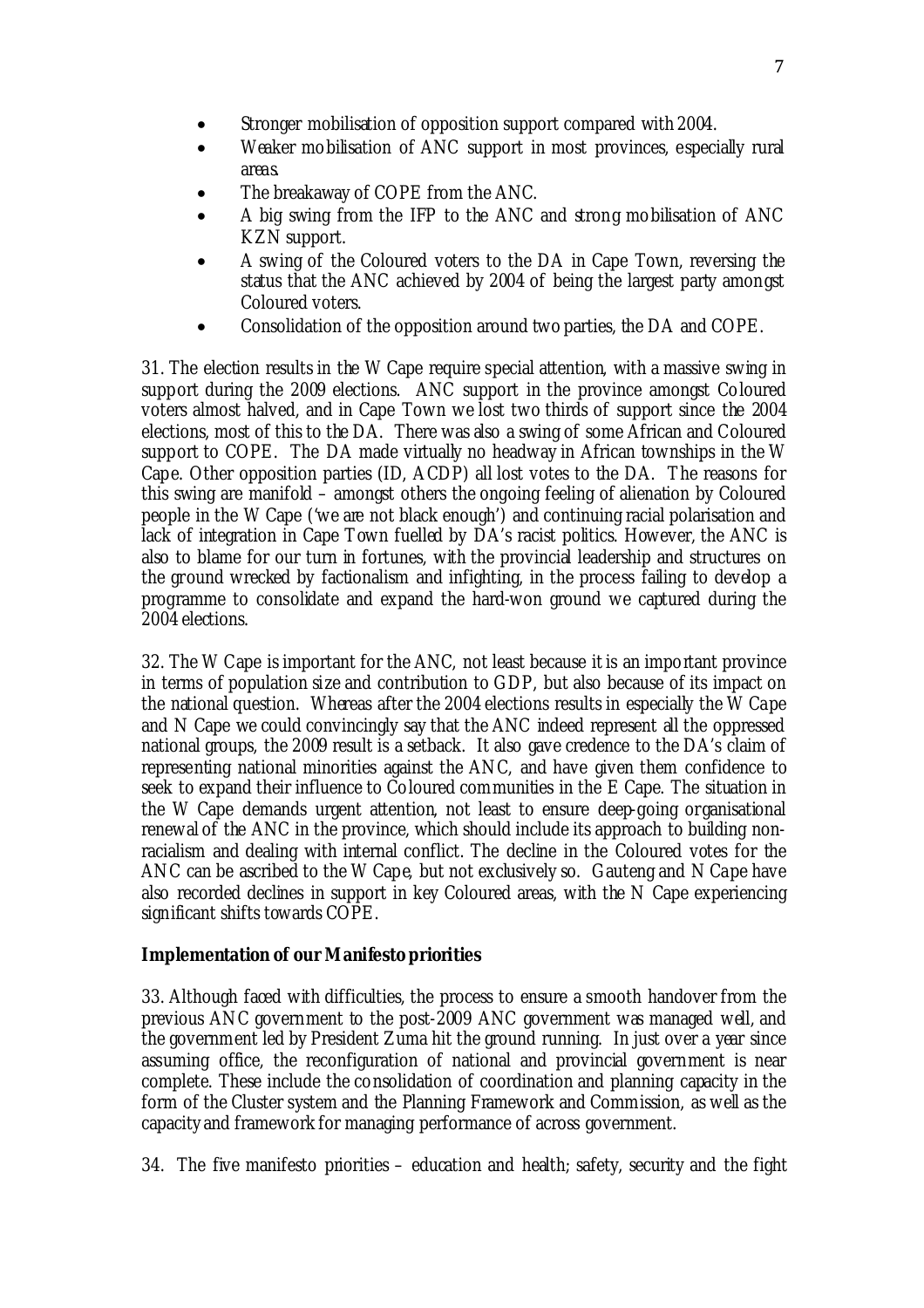- Stronger mobilisation of opposition support compared with 2004.
- Weaker mobilisation of ANC support in most provinces, especially rural areas.
- The breakaway of COPE from the ANC.
- A big swing from the IFP to the ANC and strong mobilisation of ANC KZN support.
- A swing of the Coloured voters to the DA in Cape Town, reversing the status that the ANC achieved by 2004 of being the largest party amongst Coloured voters.
- Consolidation of the opposition around two parties, the DA and COPE.

31. The election results in the W Cape require special attention, with a massive swing in support during the 2009 elections. ANC support in the province amongst Coloured voters almost halved, and in Cape Town we lost two thirds of support since the 2004 elections, most of this to the DA. There was also a swing of some African and Coloured support to COPE. The DA made virtually no headway in African townships in the W Cape. Other opposition parties (ID, ACDP) all lost votes to the DA. The reasons for this swing are manifold – amongst others the ongoing feeling of alienation by Coloured people in the W Cape ('we are not black enough') and continuing racial polarisation and lack of integration in Cape Town fuelled by DA's racist politics. However, the ANC is also to blame for our turn in fortunes, with the provincial leadership and structures on the ground wrecked by factionalism and infighting, in the process failing to develop a programme to consolidate and expand the hard-won ground we captured during the 2004 elections.

32. The W Cape is important for the ANC, not least because it is an important province in terms of population size and contribution to GDP, but also because of its impact on the national question. Whereas after the 2004 elections results in especially the W Cape and N Cape we could convincingly say that the ANC indeed represent all the oppressed national groups, the 2009 result is a setback. It also gave credence to the DA's claim of representing national minorities against the ANC, and have given them confidence to seek to expand their influence to Coloured communities in the E Cape. The situation in the W Cape demands urgent attention, not least to ensure deep-going organisational renewal of the ANC in the province, which should include its approach to building non-racialism and dealing with internal conflict. The decline in the Coloured votes for the ANC can be ascribed to the W Cape, but not exclusively so. Gauteng and N Cape have also recorded declines in support in key Coloured areas, with the N Cape experiencing significant shifts towards COPE.

**Implementation of our Manifesto priorities**

33. Although faced with difficulties, the process to ensure a smooth handover from the previous ANC government to the post-2009 ANC government was managed well, and the government led by President Zuma hit the ground running. In just over a year since assuming office, the reconfiguration of national and provincial government is near complete. These include the consolidation of coordination and planning capacity in the form of the Cluster system and the Planning Framework and Commission, as well as the capacity and framework for managing performance of across government.

34. The five manifesto priorities – education and health; safety, security and the fight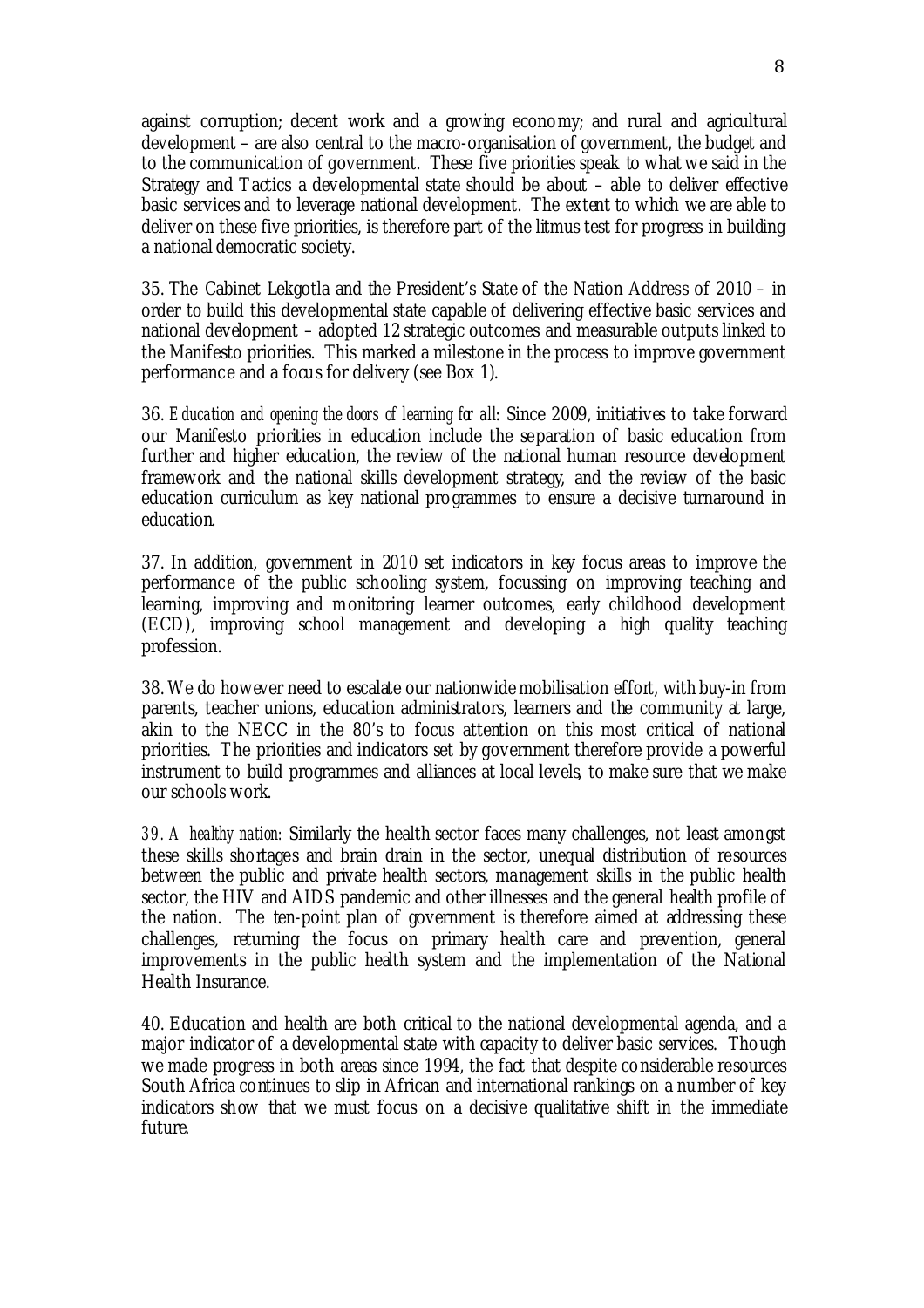against corruption; decent work and a growing economy; and rural and agricultural development – are also central to the macro-organisation of government, the budget and to the communication of government. These five priorities speak to what we said in the Strategy and Tactics a developmental state should be about – able to deliver effective basic services and to leverage national development. The extent to which we are able to deliver on these five priorities, is therefore part of the litmus test for progress in building a national democratic society.

35. The Cabinet Lekgotla and the President's State of the Nation Address of 2010 – in order to build this developmental state capable of delivering effective basic services and national development – adopted 12 strategic outcomes and measurable outputs linked to the Manifesto priorities. This marked a milestone in the process to improve government performance and a focus for delivery (see Box 1).

36. *Education and opening the doors of learning for all*: Since 2009, initiatives to take forward our Manifesto priorities in education include the separation of basic education from further and higher education, the review of the national human resource development framework and the national skills development strategy, and the review of the basic education curriculum as key national programmes to ensure a decisive turnaround in education.

37. In addition, government in 2010 set indicators in key focus areas to improve the performance of the public schooling system, focussing on improving teaching and learning, improving and monitoring learner outcomes, early childhood development (ECD), improving school management and developing a high quality teaching profession.

38. We do however need to escalate our nationwide mobilisation effort, with buy-in from parents, teacher unions, education administrators, learners and the community at large, akin to the NECC in the 80's to focus attention on this most critical of national priorities. The priorities and indicators set by government therefore provide a powerful instrument to build programmes and alliances at local levels, to make sure that we make our schools work.

39. *A healthy nation*: Similarly the health sector faces many challenges, not least amongst these skills shortages and brain drain in the sector, unequal distribution of resources between the public and private health sectors, management skills in the public health sector, the HIV and AIDS pandemic and other illnesses and the general health profile of the nation. The ten-point plan of government is therefore aimed at addressing these challenges, returning the focus on primary health care and prevention, general improvements in the public health system and the implementation of the National Health Insurance.

40. Education and health are both critical to the national developmental agenda, and a major indicator of a developmental state with capacity to deliver basic services. Though we made progress in both areas since 1994, the fact that despite considerable resources South Africa continues to slip in African and international rankings on a number of key indicators show that we must focus on a decisive qualitative shift in the immediate future.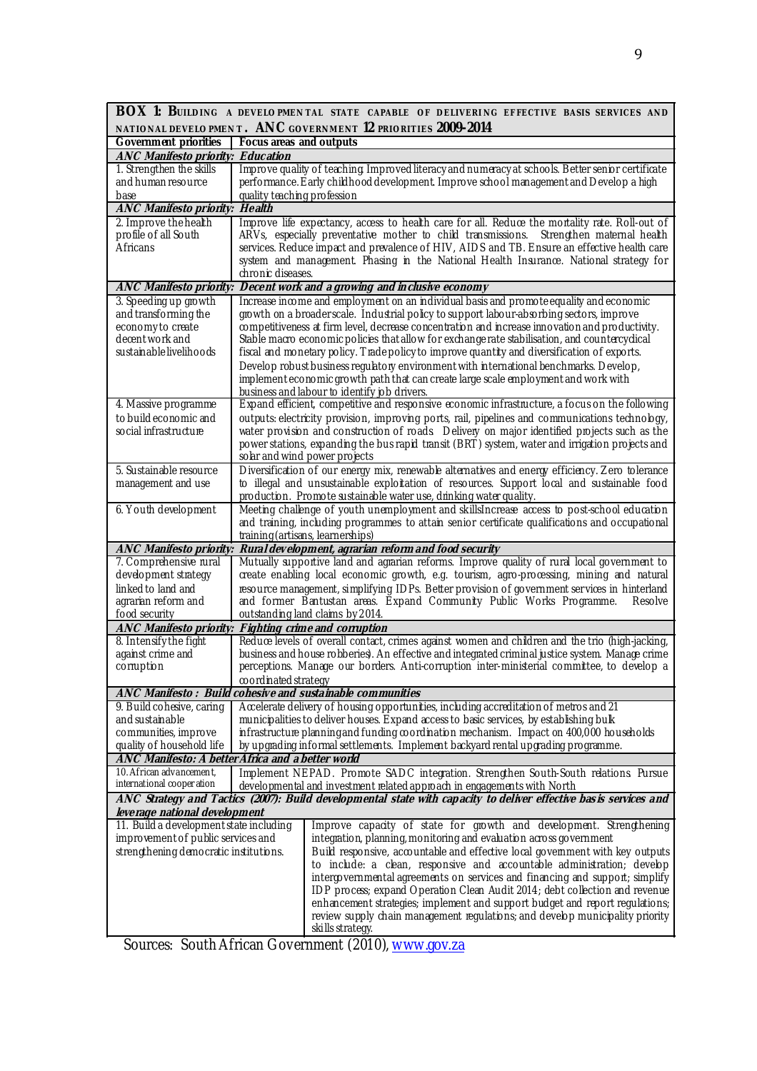| **BOX 1: BUILDING A DEVELOPMENTAL STATE CAPABLE OF DELIVERING EFFECTIVE BASIS SERVICES AND NATIONAL DEVELOPMENT. ANC GOVERNMENT 12 PRIORITIES 2009-2014** | |
|---|---|
| **Government priorities** | **Focus areas and outputs** |
| ***ANC Manifesto priority: Education*** | |
| 1. Strengthen the skills and human resource base | Improve quality of teaching. Improved literacy and numeracy at schools. Better senior certificate performance. Early childhood development. Improve school management and Develop a high quality teaching profession |
| ***ANC Manifesto priority: Health*** | |
| 2. Improve the health profile of all South Africans | Improve life expectancy, access to health care for all. Reduce the mortality rate. Roll-out of ARVs, especially preventative mother to child transmissions. Strengthen maternal health services. Reduce impact and prevalence of HIV, AIDS and TB. Ensure an effective health care system and management. Phasing in the National Health Insurance. National strategy for chronic diseases. |
| ***ANC Manifesto priority: Decent work and a growing and inclusive economy*** | |
| 3. Speeding up growth and transforming the economy to create decent work and sustainable livelihoods | Increase income and employment on an individual basis and promote equality and economic growth on a broader scale. Industrial policy to support labour-absorbing sectors, improve competitiveness at firm level, decrease concentration and increase innovation and productivity. Stable macro economic policies that allow for exchange rate stabilisation, and countercyclical fiscal and monetary policy. Trade policy to improve quantity and diversification of exports. Develop robust business regulatory environment with international benchmarks. Develop, implement economic growth path that can create large scale employment and work with business and labour to identify job drivers. |
| 4. Massive programme to build economic and social infrastructure | Expand efficient, competitive and responsive economic infrastructure, a focus on the following outputs: electricity provision, improving ports, rail, pipelines and communications technology, water provision and construction of roads. Delivery on major identified projects such as the power stations, expanding the bus rapid transit (BRT) system, water and irrigation projects and solar and wind power projects |
| 5. Sustainable resource management and use | Diversification of our energy mix, renewable alternatives and energy efficiency. Zero tolerance to illegal and unsustainable exploitation of resources. Support local and sustainable food production. Promote sustainable water use, drinking water quality. |
| 6. Youth development | Meeting challenge of youth unemployment and skillsIncrease access to post-school education and training, including programmes to attain senior certificate qualifications and occupational training (artisans, learnerships) |
| ***ANC Manifesto priority: Rural development, agrarian reform and food security*** | |
| 7. Comprehensive rural development strategy linked to land and agrarian reform and food security | Mutually supportive land and agrarian reforms. Improve quality of rural local government to create enabling local economic growth, e.g. tourism, agro-processing, mining and natural resource management, simplifying IDPs. Better provision of government services in hinterland and former Bantustan areas. Expand Community Public Works Programme. Resolve outstanding land claims by 2014. |
| ***ANC Manifesto priority: Fighting crime and corruption*** | |
| 8. Intensify the fight against crime and corruption | Reduce levels of overall contact, crimes against women and children and the trio (high-jacking, business and house robberies). An effective and integrated criminal justice system. Manage crime perceptions. Manage our borders. Anti-corruption inter-ministerial committee, to develop a coordinated strategy |
| ***ANC Manifesto : Build cohesive and sustainable communities*** | |
| 9. Build cohesive, caring and sustainable communities, improve quality of household life | Accelerate delivery of housing opportunities, including accreditation of metros and 21 municipalities to deliver houses. Expand access to basic services, by establishing bulk infrastructure planning and funding coordination mechanism. Impact on 400,000 households by upgrading informal settlements. Implement backyard rental upgrading programme. |
| ***ANC Manifesto: A better Africa and a better world*** | |
| 10. African advancement, international cooperation | Implement NEPAD. Promote SADC integration. Strengthen South-South relations. Pursue developmental and investment related approach in engagements with North |
| ***ANC Strategy and Tactics (2007): Build developmental state with capacity to deliver effective basis services and leverage national development*** | |
| 11. Build a development state including improvement of public services and strengthening democratic institutions. | Improve capacity of state for growth and development. Strengthening integration, planning, monitoring and evaluation across government<br>Build responsive, accountable and effective local government with key outputs to include: a clean, responsive and accountable administration; develop intergovernmental agreements on services and financing and support; simplify IDP process; expand Operation Clean Audit 2014; debt collection and revenue enhancement strategies; implement and support budget and report regulations; review supply chain management regulations; and develop municipality priority skills strategy. |

Sources: South African Government (2010), www.gov.za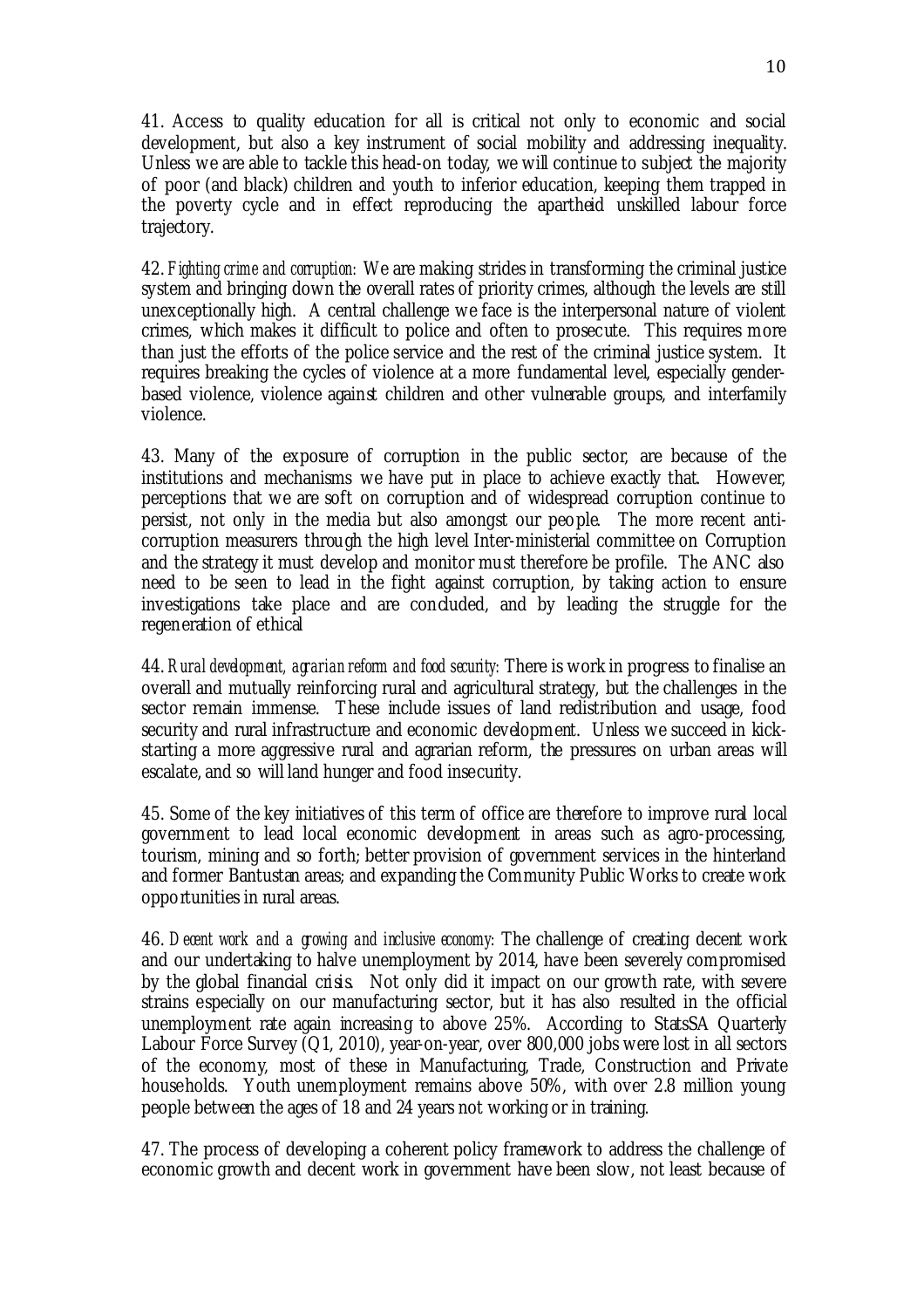41. Access to quality education for all is critical not only to economic and social development, but also a key instrument of social mobility and addressing inequality. Unless we are able to tackle this head-on today, we will continue to subject the majority of poor (and black) children and youth to inferior education, keeping them trapped in the poverty cycle and in effect reproducing the apartheid unskilled labour force trajectory.

42. *Fighting crime and corruption:* We are making strides in transforming the criminal justice system and bringing down the overall rates of priority crimes, although the levels are still unexceptionally high. A central challenge we face is the interpersonal nature of violent crimes, which makes it difficult to police and often to prosecute. This requires more than just the efforts of the police service and the rest of the criminal justice system. It requires breaking the cycles of violence at a more fundamental level, especially gender-based violence, violence against children and other vulnerable groups, and interfamily violence.

43. Many of the exposure of corruption in the public sector, are because of the institutions and mechanisms we have put in place to achieve exactly that. However, perceptions that we are soft on corruption and of widespread corruption continue to persist, not only in the media but also amongst our people. The more recent anti-corruption measurers through the high level Inter-ministerial committee on Corruption and the strategy it must develop and monitor must therefore be profile. The ANC also need to be seen to lead in the fight against corruption, by taking action to ensure investigations take place and are concluded, and by leading the struggle for the regeneration of ethical

44. *Rural development, agrarian reform and food security:* There is work in progress to finalise an overall and mutually reinforcing rural and agricultural strategy, but the challenges in the sector remain immense. These include issues of land redistribution and usage, food security and rural infrastructure and economic development. Unless we succeed in kick-starting a more aggressive rural and agrarian reform, the pressures on urban areas will escalate, and so will land hunger and food insecurity.

45. Some of the key initiatives of this term of office are therefore to improve rural local government to lead local economic development in areas such as agro-processing, tourism, mining and so forth; better provision of government services in the hinterland and former Bantustan areas; and expanding the Community Public Works to create work opportunities in rural areas.

46. *Decent work and a growing and inclusive economy:* The challenge of creating decent work and our undertaking to halve unemployment by 2014, have been severely compromised by the global financial crisis. Not only did it impact on our growth rate, with severe strains especially on our manufacturing sector, but it has also resulted in the official unemployment rate again increasing to above 25%. According to StatsSA Quarterly Labour Force Survey (Q1, 2010), year-on-year, over 800,000 jobs were lost in all sectors of the economy, most of these in Manufacturing, Trade, Construction and Private households. Youth unemployment remains above 50%, with over 2.8 million young people between the ages of 18 and 24 years not working or in training.

47. The process of developing a coherent policy framework to address the challenge of economic growth and decent work in government have been slow, not least because of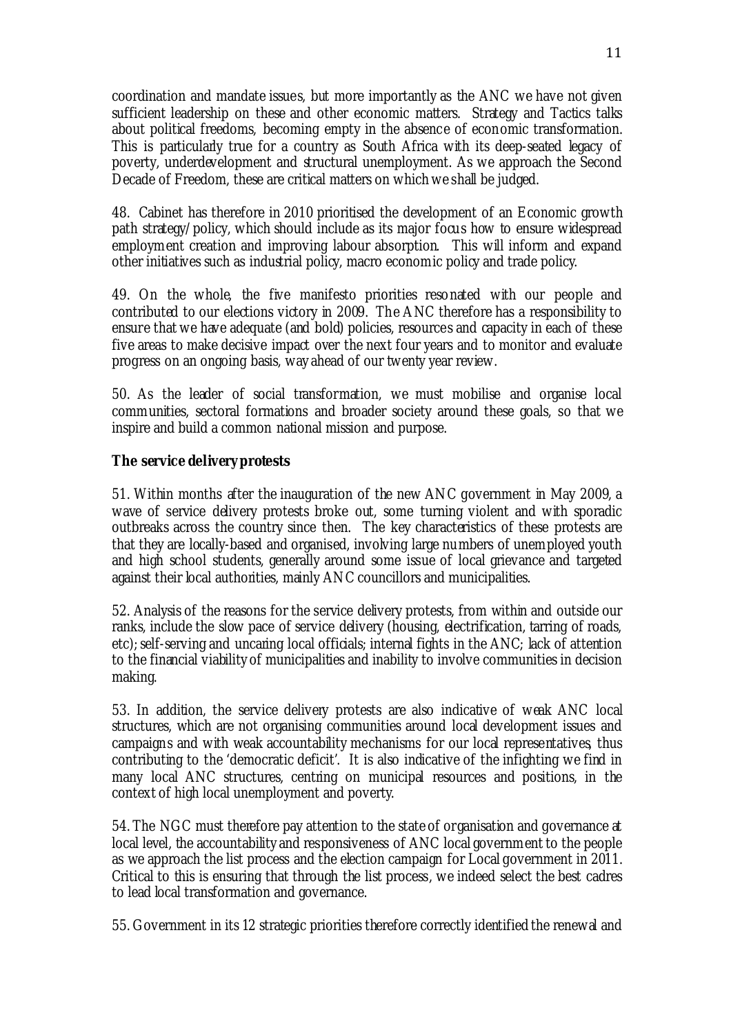coordination and mandate issues, but more importantly as the ANC we have not given sufficient leadership on these and other economic matters. Strategy and Tactics talks about political freedoms, becoming empty in the absence of economic transformation. This is particularly true for a country as South Africa with its deep-seated legacy of poverty, underdevelopment and structural unemployment. As we approach the Second Decade of Freedom, these are critical matters on which we shall be judged.

48. Cabinet has therefore in 2010 prioritised the development of an Economic growth path strategy/policy, which should include as its major focus how to ensure widespread employment creation and improving labour absorption. This will inform and expand other initiatives such as industrial policy, macro economic policy and trade policy.

49. On the whole, the five manifesto priorities resonated with our people and contributed to our elections victory in 2009. The ANC therefore has a responsibility to ensure that we have adequate (and bold) policies, resources and capacity in each of these five areas to make decisive impact over the next four years and to monitor and evaluate progress on an ongoing basis, way ahead of our twenty year review.

50. As the leader of social transformation, we must mobilise and organise local communities, sectoral formations and broader society around these goals, so that we inspire and build a common national mission and purpose.

**The service delivery protests**

51. Within months after the inauguration of the new ANC government in May 2009, a wave of service delivery protests broke out, some turning violent and with sporadic outbreaks across the country since then. The key characteristics of these protests are that they are locally-based and organised, involving large numbers of unemployed youth and high school students, generally around some issue of local grievance and targeted against their local authorities, mainly ANC councillors and municipalities.

52. Analysis of the reasons for the service delivery protests, from within and outside our ranks, include the slow pace of service delivery (housing, electrification, tarring of roads, etc); self-serving and uncaring local officials; internal fights in the ANC; lack of attention to the financial viability of municipalities and inability to involve communities in decision making.

53. In addition, the service delivery protests are also indicative of weak ANC local structures, which are not organising communities around local development issues and campaigns and with weak accountability mechanisms for our local representatives, thus contributing to the 'democratic deficit'. It is also indicative of the infighting we find in many local ANC structures, centring on municipal resources and positions, in the context of high local unemployment and poverty.

54. The NGC must therefore pay attention to the state of organisation and governance at local level, the accountability and responsiveness of ANC local government to the people as we approach the list process and the election campaign for Local government in 2011. Critical to this is ensuring that through the list process, we indeed select the best cadres to lead local transformation and governance.

55. Government in its 12 strategic priorities therefore correctly identified the renewal and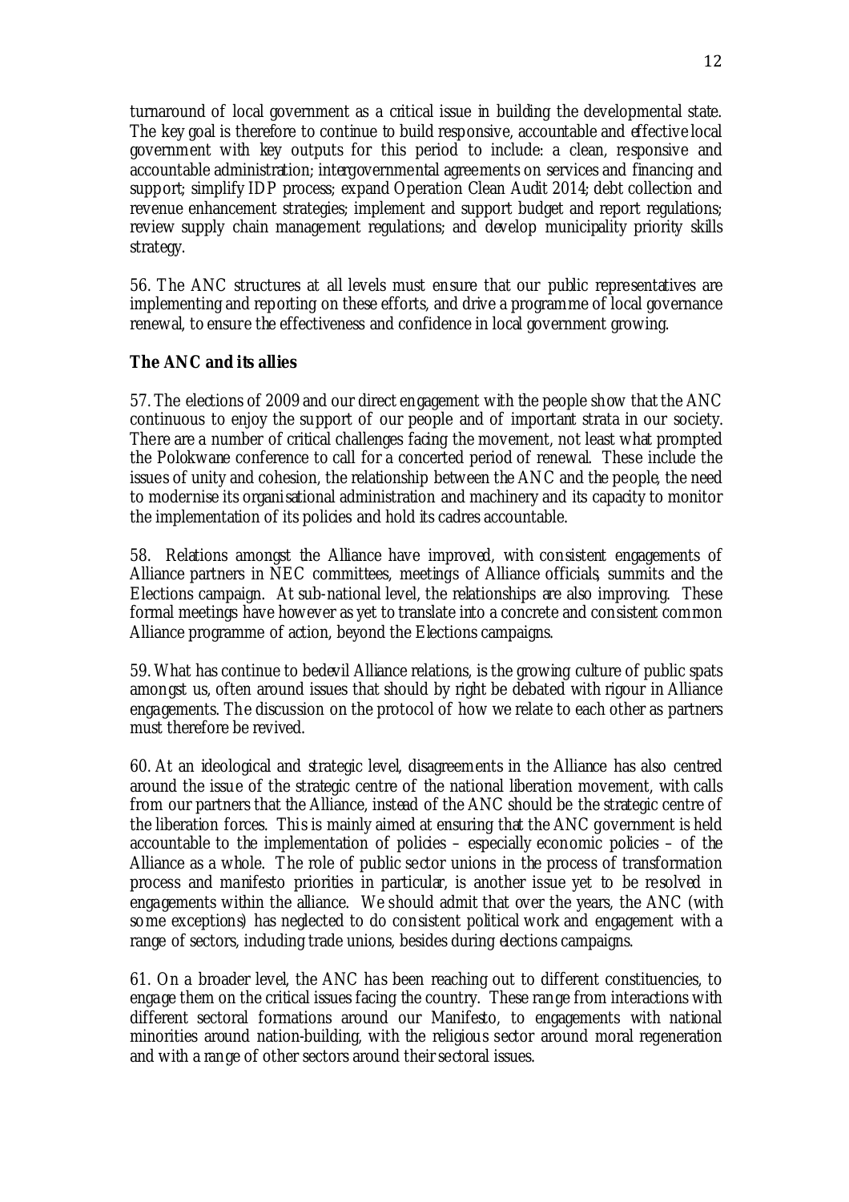turnaround of local government as a critical issue in building the developmental state. The key goal is therefore to continue to build responsive, accountable and effective local government with key outputs for this period to include: a clean, responsive and accountable administration; intergovernmental agreements on services and financing and support; simplify IDP process; expand Operation Clean Audit 2014; debt collection and revenue enhancement strategies; implement and support budget and report regulations; review supply chain management regulations; and develop municipality priority skills strategy.

56. The ANC structures at all levels must ensure that our public representatives are implementing and reporting on these efforts, and drive a programme of local governance renewal, to ensure the effectiveness and confidence in local government growing.

**The ANC and its allies**

57. The elections of 2009 and our direct engagement with the people show that the ANC continuous to enjoy the support of our people and of important strata in our society. There are a number of critical challenges facing the movement, not least what prompted the Polokwane conference to call for a concerted period of renewal. These include the issues of unity and cohesion, the relationship between the ANC and the people, the need to modernise its organisational administration and machinery and its capacity to monitor the implementation of its policies and hold its cadres accountable.

58. Relations amongst the Alliance have improved, with consistent engagements of Alliance partners in NEC committees, meetings of Alliance officials, summits and the Elections campaign. At sub-national level, the relationships are also improving. These formal meetings have however as yet to translate into a concrete and consistent common Alliance programme of action, beyond the Elections campaigns.

59. What has continue to bedevil Alliance relations, is the growing culture of public spats amongst us, often around issues that should by right be debated with rigour in Alliance engagements. The discussion on the protocol of how we relate to each other as partners must therefore be revived.

60. At an ideological and strategic level, disagreements in the Alliance has also centred around the issue of the strategic centre of the national liberation movement, with calls from our partners that the Alliance, instead of the ANC should be the strategic centre of the liberation forces. This is mainly aimed at ensuring that the ANC government is held accountable to the implementation of policies – especially economic policies – of the Alliance as a whole. The role of public sector unions in the process of transformation process and manifesto priorities in particular, is another issue yet to be resolved in engagements within the alliance. We should admit that over the years, the ANC (with some exceptions) has neglected to do consistent political work and engagement with a range of sectors, including trade unions, besides during elections campaigns.

61. On a broader level, the ANC has been reaching out to different constituencies, to engage them on the critical issues facing the country. These range from interactions with different sectoral formations around our Manifesto, to engagements with national minorities around nation-building, with the religious sector around moral regeneration and with a range of other sectors around their sectoral issues.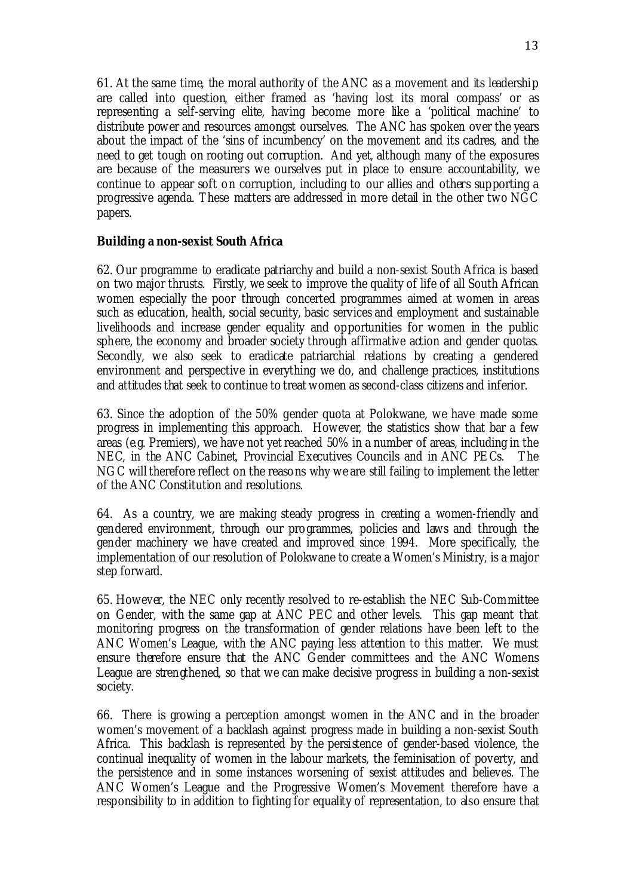61. At the same time, the moral authority of the ANC as a movement and its leadership are called into question, either framed as 'having lost its moral compass' or as representing a self-serving elite, having become more like a 'political machine' to distribute power and resources amongst ourselves. The ANC has spoken over the years about the impact of the 'sins of incumbency' on the movement and its cadres, and the need to get tough on rooting out corruption. And yet, although many of the exposures are because of the measurers we ourselves put in place to ensure accountability, we continue to appear soft on corruption, including to our allies and others supporting a progressive agenda. These matters are addressed in more detail in the other two NGC papers.

**Building a non-sexist South Africa**

62. Our programme to eradicate patriarchy and build a non-sexist South Africa is based on two major thrusts. Firstly, we seek to improve the quality of life of all South African women especially the poor through concerted programmes aimed at women in areas such as education, health, social security, basic services and employment and sustainable livelihoods and increase gender equality and opportunities for women in the public sphere, the economy and broader society through affirmative action and gender quotas. Secondly, we also seek to eradicate patriarchial relations by creating a gendered environment and perspective in everything we do, and challenge practices, institutions and attitudes that seek to continue to treat women as second-class citizens and inferior.

63. Since the adoption of the 50% gender quota at Polokwane, we have made some progress in implementing this approach. However, the statistics show that bar a few areas (e.g. Premiers), we have not yet reached 50% in a number of areas, including in the NEC, in the ANC Cabinet, Provincial Executives Councils and in ANC PECs. The NGC will therefore reflect on the reasons why we are still failing to implement the letter of the ANC Constitution and resolutions.

64. As a country, we are making steady progress in creating a women-friendly and gendered environment, through our programmes, policies and laws and through the gender machinery we have created and improved since 1994. More specifically, the implementation of our resolution of Polokwane to create a Women's Ministry, is a major step forward.

65. However, the NEC only recently resolved to re-establish the NEC Sub-Committee on Gender, with the same gap at ANC PEC and other levels. This gap meant that monitoring progress on the transformation of gender relations have been left to the ANC Women's League, with the ANC paying less attention to this matter. We must ensure therefore ensure that the ANC Gender committees and the ANC Womens League are strengthened, so that we can make decisive progress in building a non-sexist society.

66. There is growing a perception amongst women in the ANC and in the broader women's movement of a backlash against progress made in building a non-sexist South Africa. This backlash is represented by the persistence of gender-based violence, the continual inequality of women in the labour markets, the feminisation of poverty, and the persistence and in some instances worsening of sexist attitudes and believes. The ANC Women's League and the Progressive Women's Movement therefore have a responsibility to in addition to fighting for equality of representation, to also ensure that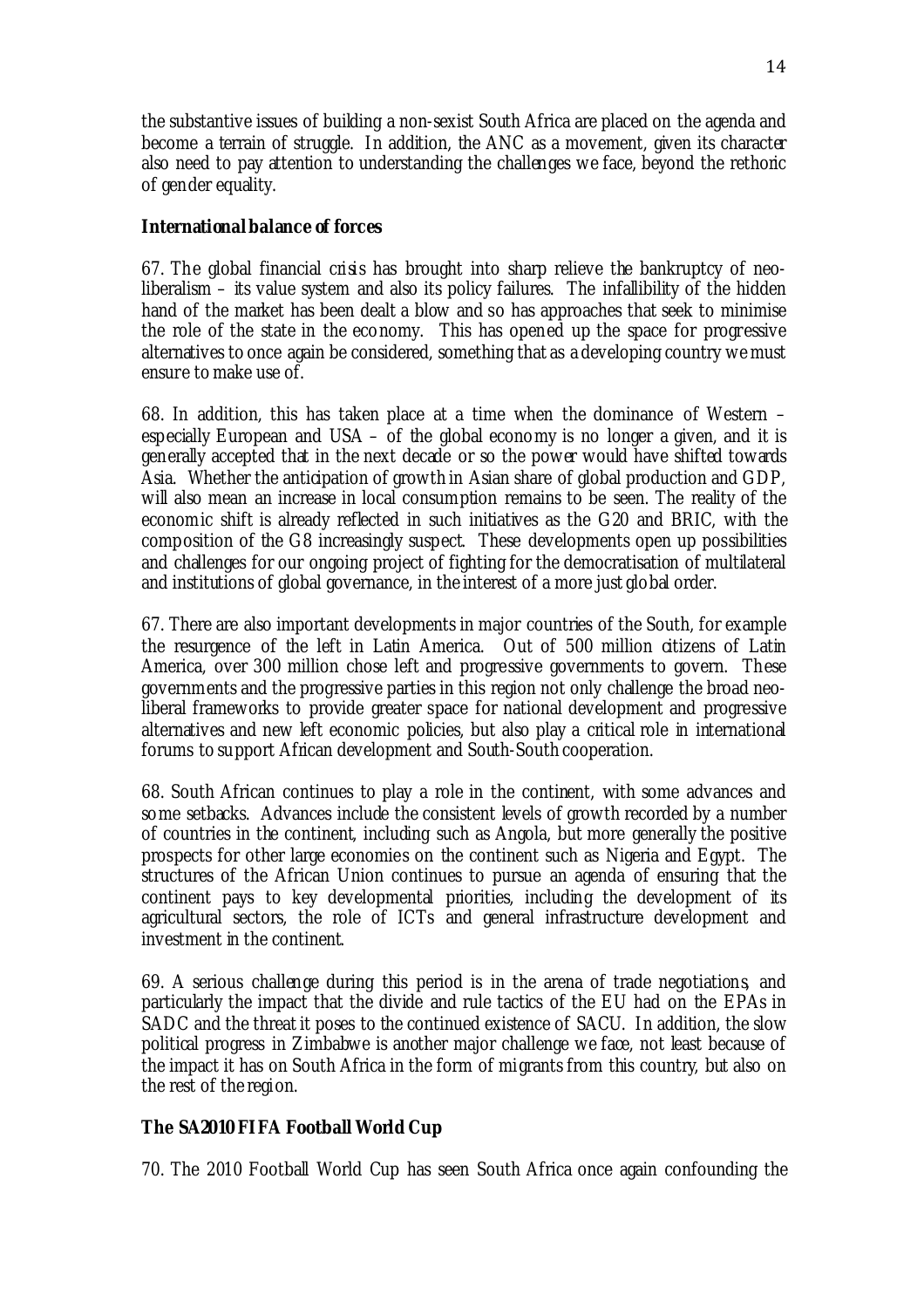the substantive issues of building a non-sexist South Africa are placed on the agenda and become a terrain of struggle. In addition, the ANC as a movement, given its character also need to pay attention to understanding the challenges we face, beyond the rethoric of gender equality.

**International balance of forces**

67. The global financial crisis has brought into sharp relieve the bankruptcy of neo-liberalism – its value system and also its policy failures. The infallibility of the hidden hand of the market has been dealt a blow and so has approaches that seek to minimise the role of the state in the economy. This has opened up the space for progressive alternatives to once again be considered, something that as a developing country we must ensure to make use of.

68. In addition, this has taken place at a time when the dominance of Western – especially European and USA – of the global economy is no longer a given, and it is generally accepted that in the next decade or so the power would have shifted towards Asia. Whether the anticipation of growth in Asian share of global production and GDP, will also mean an increase in local consumption remains to be seen. The reality of the economic shift is already reflected in such initiatives as the G20 and BRIC, with the composition of the G8 increasingly suspect. These developments open up possibilities and challenges for our ongoing project of fighting for the democratisation of multilateral and institutions of global governance, in the interest of a more just global order.

67. There are also important developments in major countries of the South, for example the resurgence of the left in Latin America. Out of 500 million citizens of Latin America, over 300 million chose left and progressive governments to govern. These governments and the progressive parties in this region not only challenge the broad neo-liberal frameworks to provide greater space for national development and progressive alternatives and new left economic policies, but also play a critical role in international forums to support African development and South-South cooperation.

68. South African continues to play a role in the continent, with some advances and some setbacks. Advances include the consistent levels of growth recorded by a number of countries in the continent, including such as Angola, but more generally the positive prospects for other large economies on the continent such as Nigeria and Egypt. The structures of the African Union continues to pursue an agenda of ensuring that the continent pays to key developmental priorities, including the development of its agricultural sectors, the role of ICTs and general infrastructure development and investment in the continent.

69. A serious challenge during this period is in the arena of trade negotiations, and particularly the impact that the divide and rule tactics of the EU had on the EPAs in SADC and the threat it poses to the continued existence of SACU. In addition, the slow political progress in Zimbabwe is another major challenge we face, not least because of the impact it has on South Africa in the form of migrants from this country, but also on the rest of the region.

**The SA2010 FIFA Football World Cup**

70. The 2010 Football World Cup has seen South Africa once again confounding the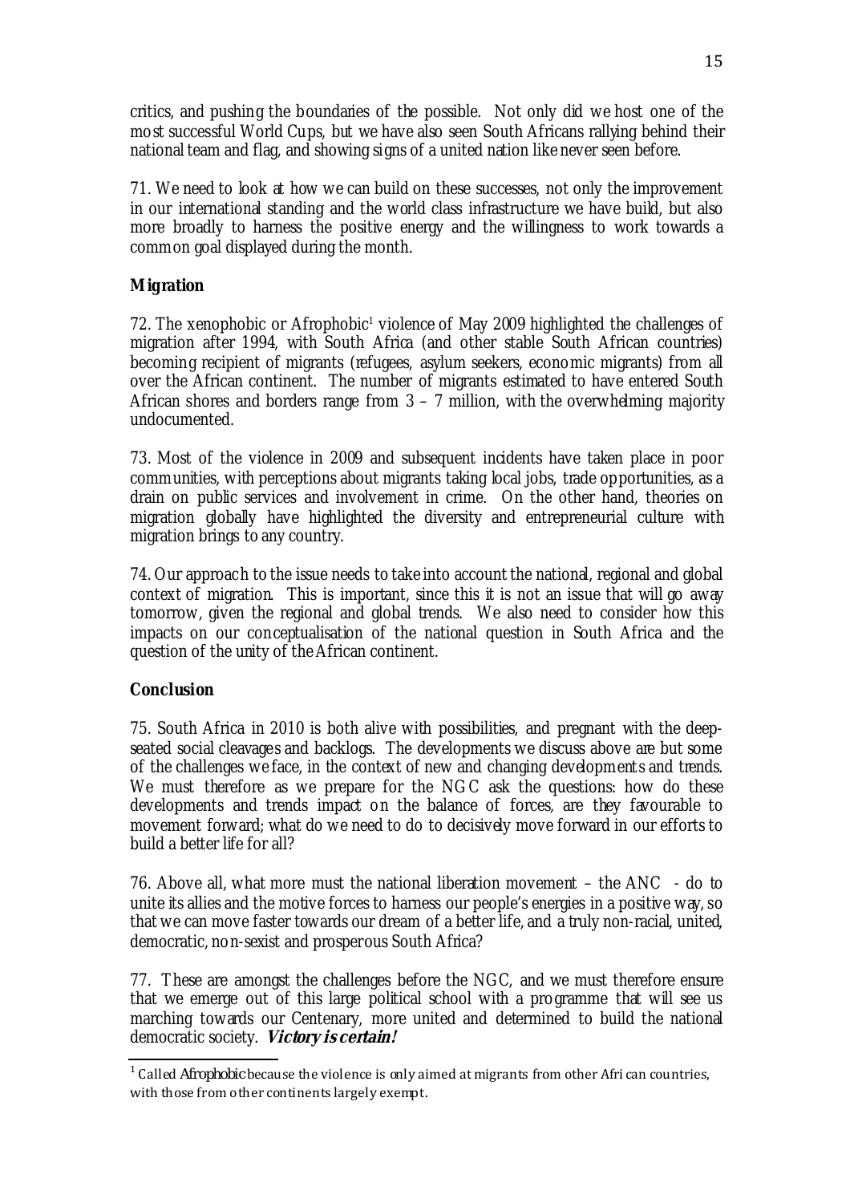critics, and pushing the boundaries of the possible. Not only did we host one of the most successful World Cups, but we have also seen South Africans rallying behind their national team and flag, and showing signs of a united nation like never seen before.

71. We need to look at how we can build on these successes, not only the improvement in our international standing and the world class infrastructure we have build, but also more broadly to harness the positive energy and the willingness to work towards a common goal displayed during the month.

**Migration**

72. The xenophobic or Afrophobic[1] violence of May 2009 highlighted the challenges of migration after 1994, with South Africa (and other stable South African countries) becoming recipient of migrants (refugees, asylum seekers, economic migrants) from all over the African continent. The number of migrants estimated to have entered South African shores and borders range from 3 – 7 million, with the overwhelming majority undocumented.

73. Most of the violence in 2009 and subsequent incidents have taken place in poor communities, with perceptions about migrants taking local jobs, trade opportunities, as a drain on public services and involvement in crime. On the other hand, theories on migration globally have highlighted the diversity and entrepreneurial culture with migration brings to any country.

74. Our approach to the issue needs to take into account the national, regional and global context of migration. This is important, since this it is not an issue that will go away tomorrow, given the regional and global trends. We also need to consider how this impacts on our conceptualisation of the national question in South Africa and the question of the unity of the African continent.

**Conclusion**

75. South Africa in 2010 is both alive with possibilities, and pregnant with the deep-seated social cleavages and backlogs. The developments we discuss above are but some of the challenges we face, in the context of new and changing developments and trends. We must therefore as we prepare for the NGC ask the questions: how do these developments and trends impact on the balance of forces, are they favourable to movement forward; what do we need to do to decisively move forward in our efforts to build a better life for all?

76. Above all, what more must the national liberation movement – the ANC - do to unite its allies and the motive forces to harness our people's energies in a positive way, so that we can move faster towards our dream of a better life, and a truly non-racial, united, democratic, non-sexist and prosperous South Africa?

77. These are amongst the challenges before the NGC, and we must therefore ensure that we emerge out of this large political school with a programme that will see us marching towards our Centenary, more united and determined to build the national democratic society. ***Victory is certain!***

---

[1] Called *Afrophobic* because the violence is only aimed at migrants from other African countries, with those from other continents largely exempt.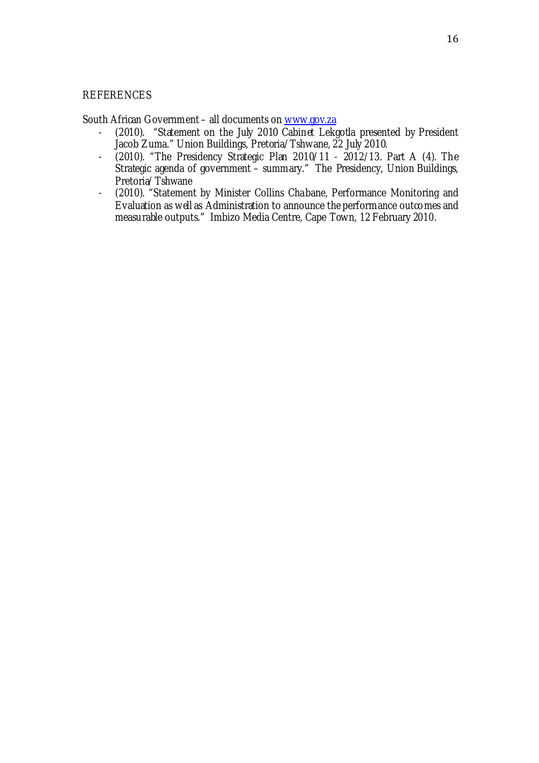## REFERENCES

South African Government – all documents on [www.gov.za](http://www.gov.za)

- (2010). "Statement on the July 2010 Cabinet Lekgotla presented by President Jacob Zuma." Union Buildings, Pretoria/Tshwane, 22 July 2010.
- (2010). "The Presidency Strategic Plan 2010/11 - 2012/13. Part A (4). The Strategic agenda of government – summary." The Presidency, Union Buildings, Pretoria/ Tshwane
- (2010). "Statement by Minister Collins Chabane, Performance Monitoring and Evaluation as well as Administration to announce the performance outcomes and measurable outputs." Imbizo Media Centre, Cape Town, 12 February 2010.